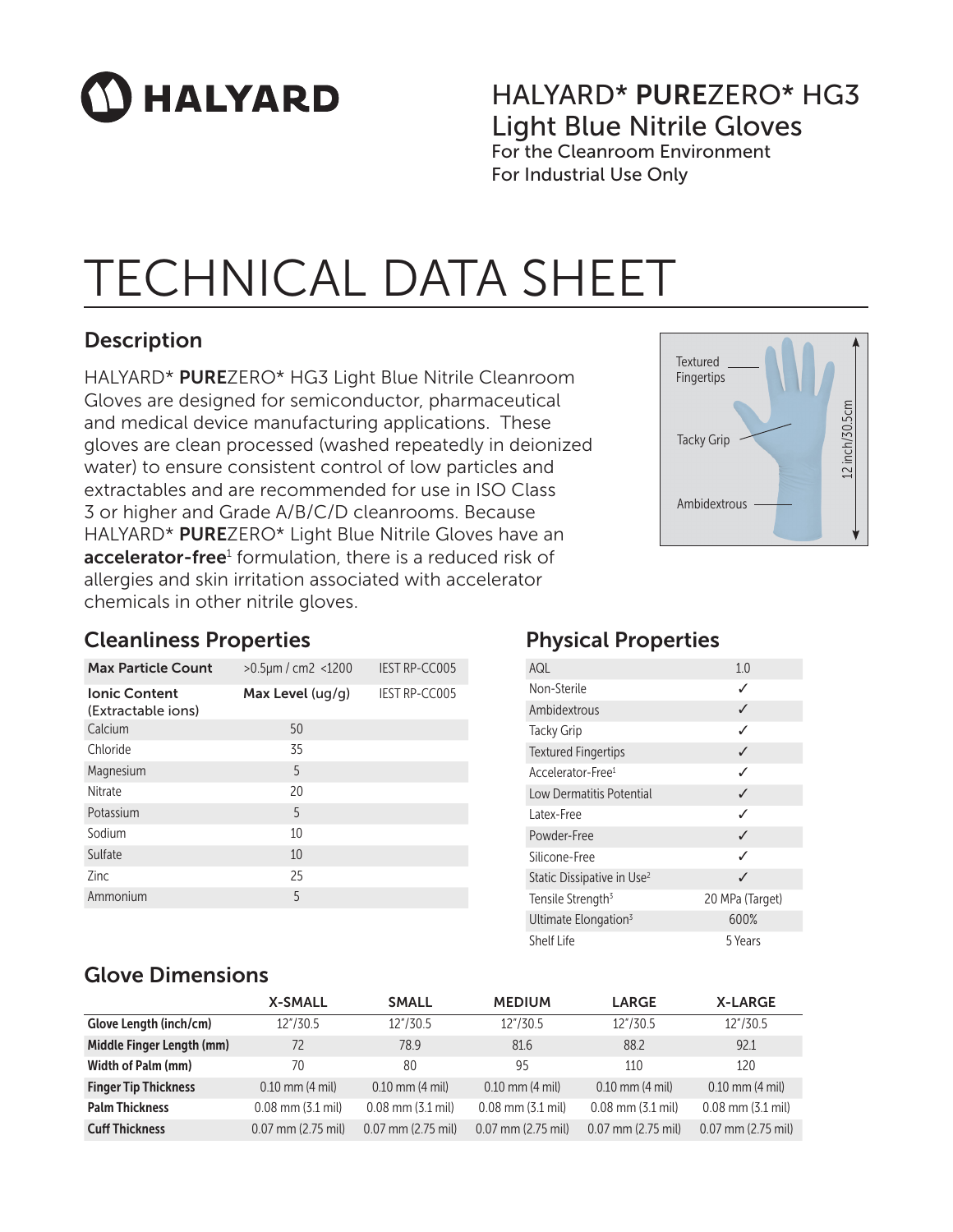# HALYARD

## HALYARD* **PURE**ZERO* HG3 Light Blue Nitrile Gloves

For the Cleanroom Environment
For Industrial Use Only

# TECHNICAL DATA SHEET

## Description

HALYARD* **PURE**ZERO* HG3 Light Blue Nitrile Cleanroom Gloves are designed for semiconductor, pharmaceutical and medical device manufacturing applications. These gloves are clean processed (washed repeatedly in deionized water) to ensure consistent control of low particles and extractables and are recommended for use in ISO Class 3 or higher and Grade A/B/C/D cleanrooms. Because HALYARD* **PURE**ZERO* Light Blue Nitrile Gloves have an **accelerator-free**[1] formulation, there is a reduced risk of allergies and skin irritation associated with accelerator chemicals in other nitrile gloves.

Textured Fingertips

Tacky Grip

Ambidextrous

12 inch/30.5cm

## Cleanliness Properties

| **Max Particle Count** | >0.5μm / cm2 <1200 | IEST RP-CC005 |
|---|---|---|
| **Ionic Content** (Extractable ions) | **Max Level** (ug/g) | IEST RP-CC005 |
| Calcium | 50 | |
| Chloride | 35 | |
| Magnesium | 5 | |
| Nitrate | 20 | |
| Potassium | 5 | |
| Sodium | 10 | |
| Sulfate | 10 | |
| Zinc | 25 | |
| Ammonium | 5 | |

## Physical Properties

| AQL | 1.0 |
|---|---|
| Non-Sterile | ✓ |
| Ambidextrous | ✓ |
| Tacky Grip | ✓ |
| Textured Fingertips | ✓ |
| Accelerator-Free[1] | ✓ |
| Low Dermatitis Potential | ✓ |
| Latex-Free | ✓ |
| Powder-Free | ✓ |
| Silicone-Free | ✓ |
| Static Dissipative in Use[2] | ✓ |
| Tensile Strength[3] | 20 MPa (Target) |
| Ultimate Elongation[3] | 600% |
| Shelf Life | 5 Years |

## Glove Dimensions

| | X-SMALL | SMALL | MEDIUM | LARGE | X-LARGE |
|---|---|---|---|---|---|
| **Glove Length (inch/cm)** | 12"/30.5 | 12"/30.5 | 12"/30.5 | 12"/30.5 | 12"/30.5 |
| **Middle Finger Length (mm)** | 72 | 78.9 | 81.6 | 88.2 | 92.1 |
| **Width of Palm (mm)** | 70 | 80 | 95 | 110 | 120 |
| **Finger Tip Thickness** | 0.10 mm (4 mil) | 0.10 mm (4 mil) | 0.10 mm (4 mil) | 0.10 mm (4 mil) | 0.10 mm (4 mil) |
| **Palm Thickness** | 0.08 mm (3.1 mil) | 0.08 mm (3.1 mil) | 0.08 mm (3.1 mil) | 0.08 mm (3.1 mil) | 0.08 mm (3.1 mil) |
| **Cuff Thickness** | 0.07 mm (2.75 mil) | 0.07 mm (2.75 mil) | 0.07 mm (2.75 mil) | 0.07 mm (2.75 mil) | 0.07 mm (2.75 mil) |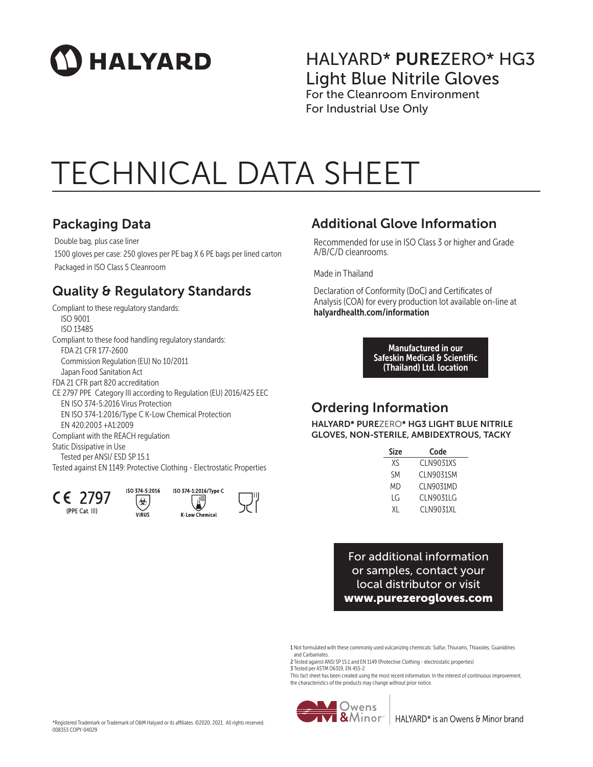# HALYARD

## HALYARD* PUREZERO* HG3 Light Blue Nitrile Gloves

For the Cleanroom Environment
For Industrial Use Only

# TECHNICAL DATA SHEET

## Packaging Data

Double bag, plus case liner

1500 gloves per case: 250 gloves per PE bag X 6 PE bags per lined carton

Packaged in ISO Class 5 Cleanroom

## Quality & Regulatory Standards

Compliant to these regulatory standards:
- ISO 9001
- ISO 13485

Compliant to these food handling regulatory standards:
- FDA 21 CFR 177-2600
- Commission Regulation (EU) No 10/2011
- Japan Food Sanitation Act

FDA 21 CFR part 820 accreditation

CE 2797 PPE Category III according to Regulation (EU) 2016/425 EEC
- EN ISO 374-5:2016 Virus Protection
- EN ISO 374-1:2016/Type C K-Low Chemical Protection
- EN 420:2003 +A1:2009

Compliant with the REACH regulation

Static Dissipative in Use
- Tested per ANSI/ ESD SP 15.1

Tested against EN 1149: Protective Clothing - Electrostatic Properties

CE 2797 (PPE Cat. III) ISO 374-5:2016 VIRUS ISO 374-1:2016/Type C K-Low Chemical

## Additional Glove Information

Recommended for use in ISO Class 3 or higher and Grade A/B/C/D cleanrooms.

Made in Thailand

Declaration of Conformity (DoC) and Certificates of Analysis (COA) for every production lot available on-line at **halyardhealth.com/information**

**Manufactured in our Safeskin Medical & Scientific (Thailand) Ltd. location**

## Ordering Information

**HALYARD* PUREZERO* HG3 LIGHT BLUE NITRILE GLOVES, NON-STERILE, AMBIDEXTROUS, TACKY**

| Size | Code |
|---|---|
| XS | CLN9031XS |
| SM | CLN9031SM |
| MD | CLN9031MD |
| LG | CLN9031LG |
| XL | CLN9031XL |

For additional information or samples, contact your local distributor or visit **www.purezerogloves.com**

1 Not formulated with these commonly used vulcanizing chemicals: Sulfur, Thiurams, Thiaxoles, Guanidines and Carbamates.
2 Tested against ANSI SP 15.1 and EN 1149 (Protective Clothing - electrostatic properties)
3 Tested per ASTM D6319, EN 455-2
This fact sheet has been created using the most recent information. In the interest of continuous improvement, the characteristics of the products may change without prior notice.

Owens & Minor | HALYARD* is an Owens & Minor brand

*Registered Trademark or Trademark of O&M Halyard or its affiliates. ©2020, 2021. All rights reserved.
008353 COPY-04029